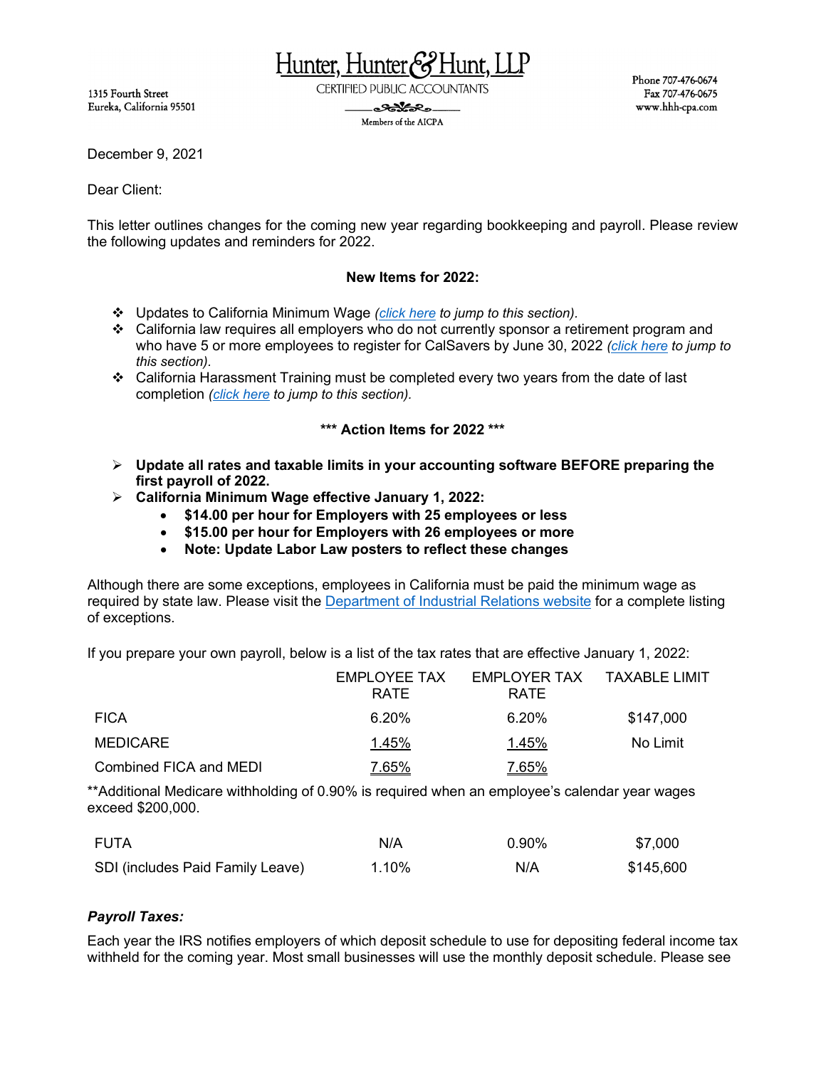Hunter, Hunter & Hunt, LLP

CERTIFIED PUBLIC ACCOUNTANTS

Members of the AICPA

1315 Fourth Street
Eureka, California 95501

Phone 707-476-0674
Fax 707-476-0675
www.hhh-cpa.com

December 9, 2021

Dear Client:

This letter outlines changes for the coming new year regarding bookkeeping and payroll. Please review the following updates and reminders for 2022.

**New Items for 2022:**

- Updates to California Minimum Wage *(click here to jump to this section).*
- California law requires all employers who do not currently sponsor a retirement program and who have 5 or more employees to register for CalSavers by June 30, 2022 *(click here to jump to this section).*
- California Harassment Training must be completed every two years from the date of last completion *(click here to jump to this section).*

**\*\*\* Action Items for 2022 \*\*\***

- **Update all rates and taxable limits in your accounting software BEFORE preparing the first payroll of 2022.**
- **California Minimum Wage effective January 1, 2022:**
  - **$14.00 per hour for Employers with 25 employees or less**
  - **$15.00 per hour for Employers with 26 employees or more**
  - **Note: Update Labor Law posters to reflect these changes**

Although there are some exceptions, employees in California must be paid the minimum wage as required by state law. Please visit the Department of Industrial Relations website for a complete listing of exceptions.

If you prepare your own payroll, below is a list of the tax rates that are effective January 1, 2022:

| | EMPLOYEE TAX RATE | EMPLOYER TAX RATE | TAXABLE LIMIT |
|---|---|---|---|
| FICA | 6.20% | 6.20% | $147,000 |
| MEDICARE | 1.45% | 1.45% | No Limit |
| Combined FICA and MEDI | 7.65% | 7.65% | |

**Additional Medicare withholding of 0.90% is required when an employee's calendar year wages exceed $200,000.

| | | | |
|---|---|---|---|
| FUTA | N/A | 0.90% | $7,000 |
| SDI (includes Paid Family Leave) | 1.10% | N/A | $145,600 |

### *Payroll Taxes:*

Each year the IRS notifies employers of which deposit schedule to use for depositing federal income tax withheld for the coming year. Most small businesses will use the monthly deposit schedule. Please see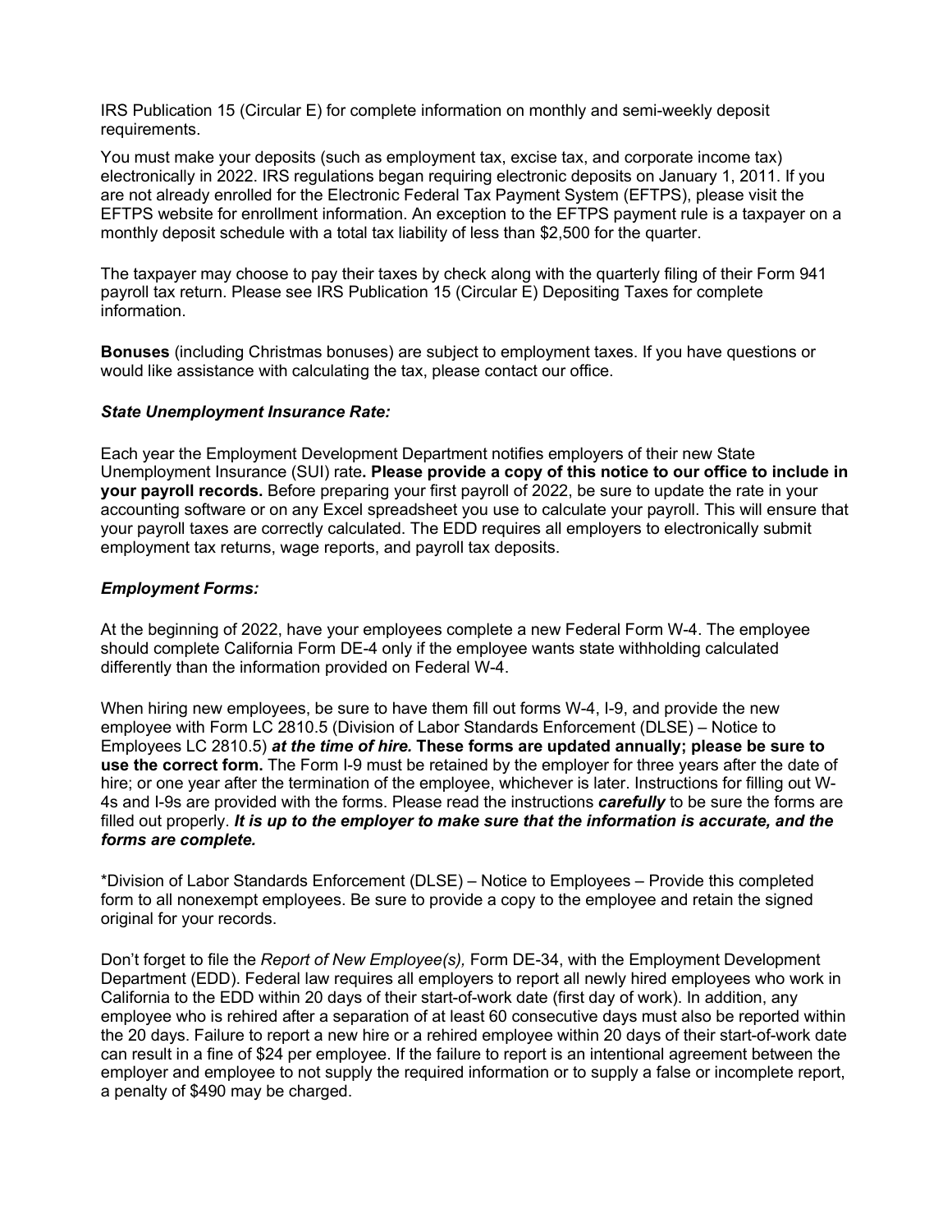IRS Publication 15 (Circular E) for complete information on monthly and semi-weekly deposit requirements.

You must make your deposits (such as employment tax, excise tax, and corporate income tax) electronically in 2022. IRS regulations began requiring electronic deposits on January 1, 2011. If you are not already enrolled for the Electronic Federal Tax Payment System (EFTPS), please visit the EFTPS website for enrollment information. An exception to the EFTPS payment rule is a taxpayer on a monthly deposit schedule with a total tax liability of less than $2,500 for the quarter.

The taxpayer may choose to pay their taxes by check along with the quarterly filing of their Form 941 payroll tax return. Please see IRS Publication 15 (Circular E) Depositing Taxes for complete information.

**Bonuses** (including Christmas bonuses) are subject to employment taxes. If you have questions or would like assistance with calculating the tax, please contact our office.

### *State Unemployment Insurance Rate:*

Each year the Employment Development Department notifies employers of their new State Unemployment Insurance (SUI) rate**. Please provide a copy of this notice to our office to include in your payroll records.** Before preparing your first payroll of 2022, be sure to update the rate in your accounting software or on any Excel spreadsheet you use to calculate your payroll. This will ensure that your payroll taxes are correctly calculated. The EDD requires all employers to electronically submit employment tax returns, wage reports, and payroll tax deposits.

### *Employment Forms:*

At the beginning of 2022, have your employees complete a new Federal Form W-4. The employee should complete California Form DE-4 only if the employee wants state withholding calculated differently than the information provided on Federal W-4.

When hiring new employees, be sure to have them fill out forms W-4, I-9, and provide the new employee with Form LC 2810.5 (Division of Labor Standards Enforcement (DLSE) – Notice to Employees LC 2810.5) ***at the time of hire.*** **These forms are updated annually; please be sure to use the correct form.** The Form I-9 must be retained by the employer for three years after the date of hire; or one year after the termination of the employee, whichever is later. Instructions for filling out W-4s and I-9s are provided with the forms. Please read the instructions ***carefully*** to be sure the forms are filled out properly. ***It is up to the employer to make sure that the information is accurate, and the forms are complete.***

*Division of Labor Standards Enforcement (DLSE) – Notice to Employees – Provide this completed form to all nonexempt employees. Be sure to provide a copy to the employee and retain the signed original for your records.

Don't forget to file the *Report of New Employee(s),* Form DE-34, with the Employment Development Department (EDD). Federal law requires all employers to report all newly hired employees who work in California to the EDD within 20 days of their start-of-work date (first day of work). In addition, any employee who is rehired after a separation of at least 60 consecutive days must also be reported within the 20 days. Failure to report a new hire or a rehired employee within 20 days of their start-of-work date can result in a fine of $24 per employee. If the failure to report is an intentional agreement between the employer and employee to not supply the required information or to supply a false or incomplete report, a penalty of $490 may be charged.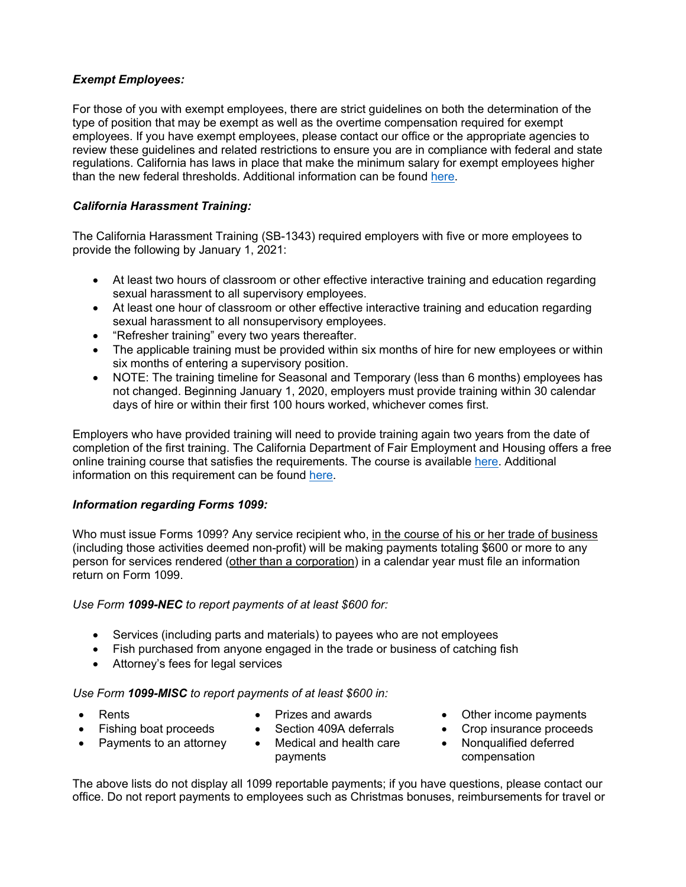***Exempt Employees:***

For those of you with exempt employees, there are strict guidelines on both the determination of the type of position that may be exempt as well as the overtime compensation required for exempt employees. If you have exempt employees, please contact our office or the appropriate agencies to review these guidelines and related restrictions to ensure you are in compliance with federal and state regulations. California has laws in place that make the minimum salary for exempt employees higher than the new federal thresholds. Additional information can be found here.

***California Harassment Training:***

The California Harassment Training (SB-1343) required employers with five or more employees to provide the following by January 1, 2021:

- At least two hours of classroom or other effective interactive training and education regarding sexual harassment to all supervisory employees.
- At least one hour of classroom or other effective interactive training and education regarding sexual harassment to all nonsupervisory employees.
- "Refresher training" every two years thereafter.
- The applicable training must be provided within six months of hire for new employees or within six months of entering a supervisory position.
- NOTE: The training timeline for Seasonal and Temporary (less than 6 months) employees has not changed. Beginning January 1, 2020, employers must provide training within 30 calendar days of hire or within their first 100 hours worked, whichever comes first.

Employers who have provided training will need to provide training again two years from the date of completion of the first training. The California Department of Fair Employment and Housing offers a free online training course that satisfies the requirements. The course is available here. Additional information on this requirement can be found here.

***Information regarding Forms 1099:***

Who must issue Forms 1099? Any service recipient who, <u>in the course of his or her trade of business</u> (including those activities deemed non-profit) will be making payments totaling $600 or more to any person for services rendered (<u>other than a corporation</u>) in a calendar year must file an information return on Form 1099.

*Use Form **1099-NEC** to report payments of at least $600 for:*

- Services (including parts and materials) to payees who are not employees
- Fish purchased from anyone engaged in the trade or business of catching fish
- Attorney's fees for legal services

*Use Form **1099-MISC** to report payments of at least $600 in:*

- Rents
- Fishing boat proceeds
- Payments to an attorney
- Prizes and awards
- Section 409A deferrals
- Medical and health care payments
- Other income payments
- Crop insurance proceeds
- Nonqualified deferred compensation

The above lists do not display all 1099 reportable payments; if you have questions, please contact our office. Do not report payments to employees such as Christmas bonuses, reimbursements for travel or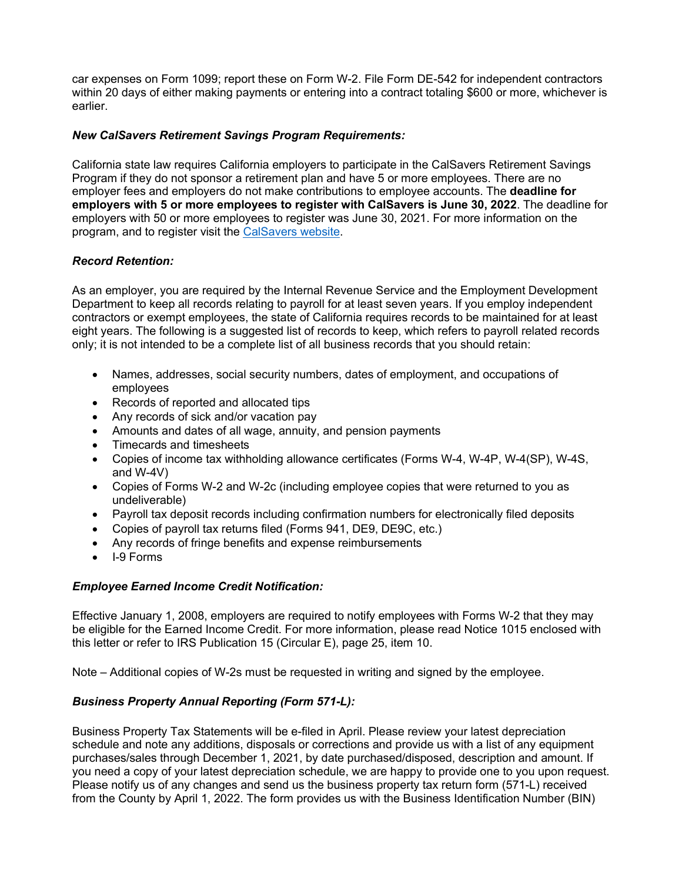car expenses on Form 1099; report these on Form W-2. File Form DE-542 for independent contractors within 20 days of either making payments or entering into a contract totaling $600 or more, whichever is earlier.

***New CalSavers Retirement Savings Program Requirements:***

California state law requires California employers to participate in the CalSavers Retirement Savings Program if they do not sponsor a retirement plan and have 5 or more employees. There are no employer fees and employers do not make contributions to employee accounts. The **deadline for employers with 5 or more employees to register with CalSavers is June 30, 2022**. The deadline for employers with 50 or more employees to register was June 30, 2021. For more information on the program, and to register visit the CalSavers website.

***Record Retention:***

As an employer, you are required by the Internal Revenue Service and the Employment Development Department to keep all records relating to payroll for at least seven years. If you employ independent contractors or exempt employees, the state of California requires records to be maintained for at least eight years. The following is a suggested list of records to keep, which refers to payroll related records only; it is not intended to be a complete list of all business records that you should retain:

- Names, addresses, social security numbers, dates of employment, and occupations of employees
- Records of reported and allocated tips
- Any records of sick and/or vacation pay
- Amounts and dates of all wage, annuity, and pension payments
- Timecards and timesheets
- Copies of income tax withholding allowance certificates (Forms W-4, W-4P, W-4(SP), W-4S, and W-4V)
- Copies of Forms W-2 and W-2c (including employee copies that were returned to you as undeliverable)
- Payroll tax deposit records including confirmation numbers for electronically filed deposits
- Copies of payroll tax returns filed (Forms 941, DE9, DE9C, etc.)
- Any records of fringe benefits and expense reimbursements
- I-9 Forms

***Employee Earned Income Credit Notification:***

Effective January 1, 2008, employers are required to notify employees with Forms W-2 that they may be eligible for the Earned Income Credit. For more information, please read Notice 1015 enclosed with this letter or refer to IRS Publication 15 (Circular E), page 25, item 10.

Note – Additional copies of W-2s must be requested in writing and signed by the employee.

***Business Property Annual Reporting (Form 571-L):***

Business Property Tax Statements will be e-filed in April. Please review your latest depreciation schedule and note any additions, disposals or corrections and provide us with a list of any equipment purchases/sales through December 1, 2021, by date purchased/disposed, description and amount. If you need a copy of your latest depreciation schedule, we are happy to provide one to you upon request. Please notify us of any changes and send us the business property tax return form (571-L) received from the County by April 1, 2022. The form provides us with the Business Identification Number (BIN)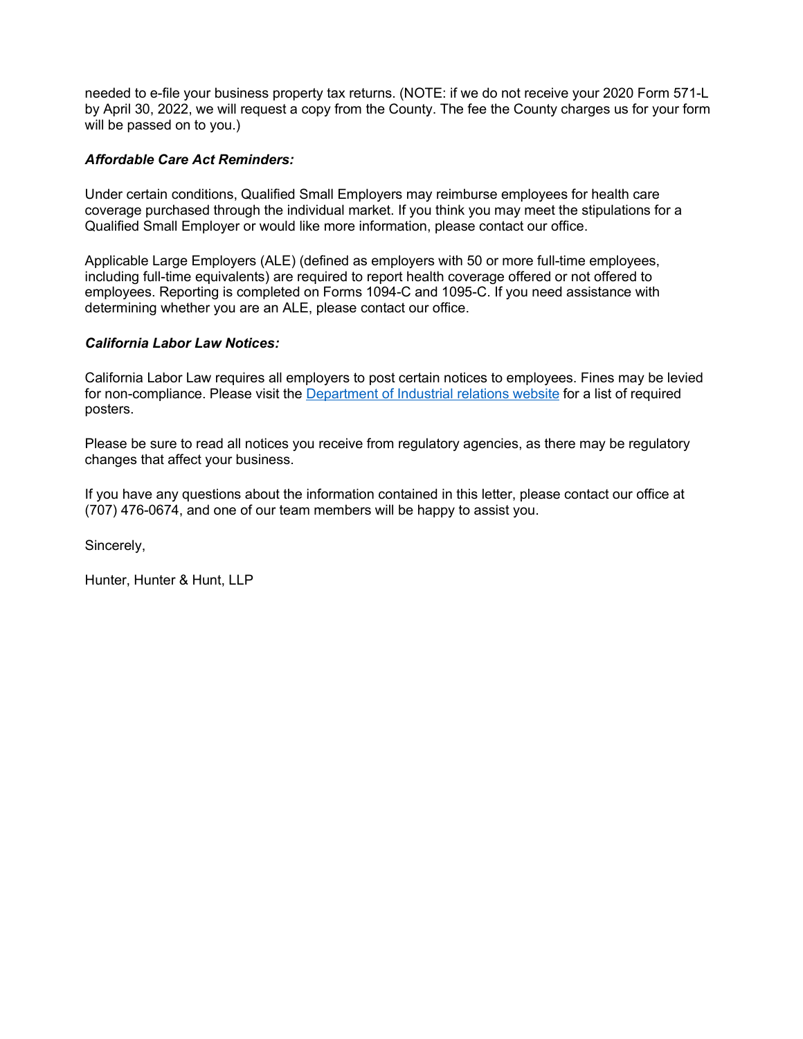needed to e-file your business property tax returns. (NOTE: if we do not receive your 2020 Form 571-L by April 30, 2022, we will request a copy from the County. The fee the County charges us for your form will be passed on to you.)

***Affordable Care Act Reminders:***

Under certain conditions, Qualified Small Employers may reimburse employees for health care coverage purchased through the individual market. If you think you may meet the stipulations for a Qualified Small Employer or would like more information, please contact our office.

Applicable Large Employers (ALE) (defined as employers with 50 or more full-time employees, including full-time equivalents) are required to report health coverage offered or not offered to employees. Reporting is completed on Forms 1094-C and 1095-C. If you need assistance with determining whether you are an ALE, please contact our office.

***California Labor Law Notices:***

California Labor Law requires all employers to post certain notices to employees. Fines may be levied for non-compliance. Please visit the Department of Industrial relations website for a list of required posters.

Please be sure to read all notices you receive from regulatory agencies, as there may be regulatory changes that affect your business.

If you have any questions about the information contained in this letter, please contact our office at (707) 476-0674, and one of our team members will be happy to assist you.

Sincerely,

Hunter, Hunter & Hunt, LLP